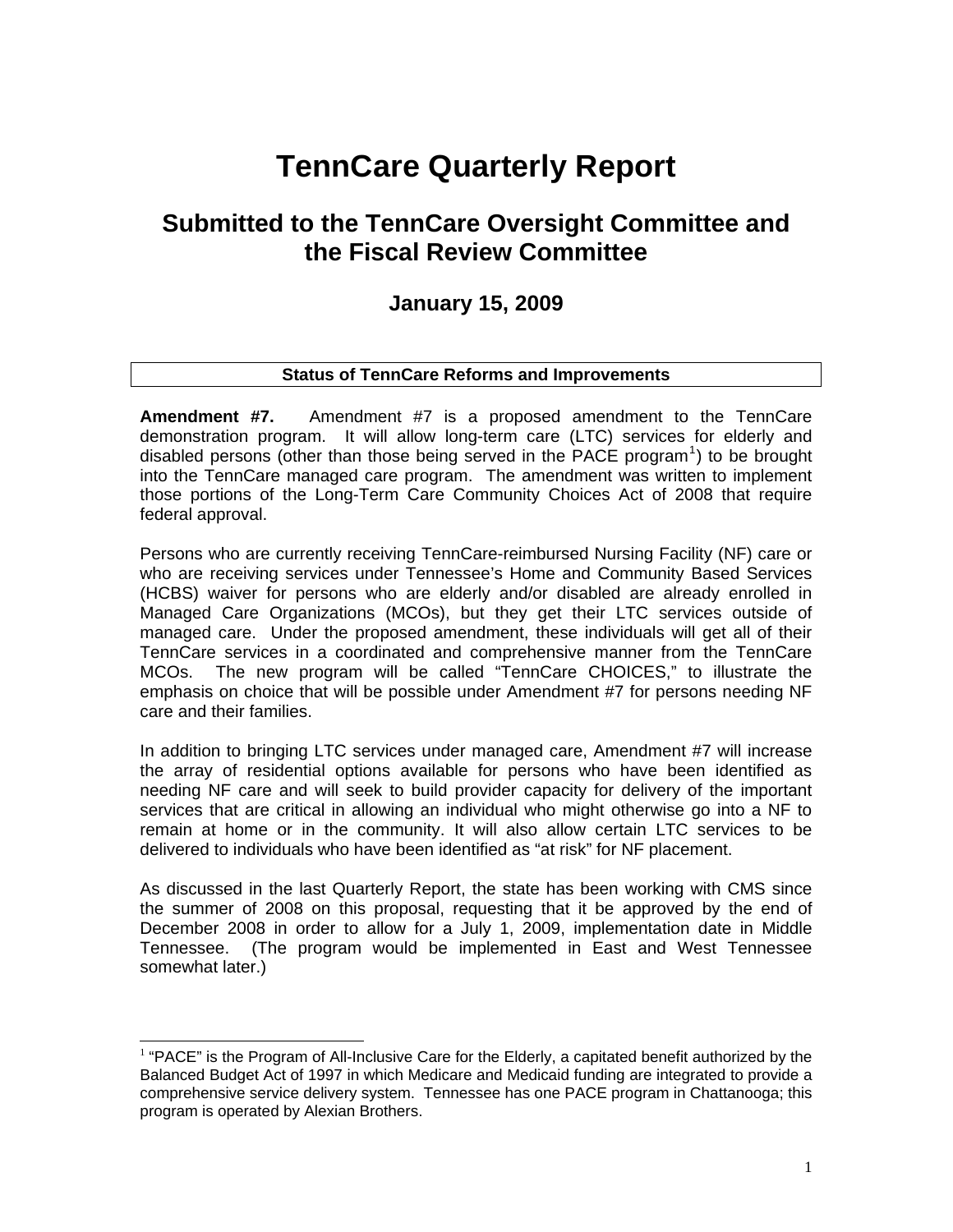# TennCare Quarterly Report

## Submitted to the TennCare Oversight Committee and the Fiscal Review Committee

### January 15, 2009

**Status of TennCare Reforms and Improvements**

**Amendment #7.** Amendment #7 is a proposed amendment to the TennCare demonstration program. It will allow long-term care (LTC) services for elderly and disabled persons (other than those being served in the PACE program[1]) to be brought into the TennCare managed care program. The amendment was written to implement those portions of the Long-Term Care Community Choices Act of 2008 that require federal approval.

Persons who are currently receiving TennCare-reimbursed Nursing Facility (NF) care or who are receiving services under Tennessee's Home and Community Based Services (HCBS) waiver for persons who are elderly and/or disabled are already enrolled in Managed Care Organizations (MCOs), but they get their LTC services outside of managed care. Under the proposed amendment, these individuals will get all of their TennCare services in a coordinated and comprehensive manner from the TennCare MCOs. The new program will be called "TennCare CHOICES," to illustrate the emphasis on choice that will be possible under Amendment #7 for persons needing NF care and their families.

In addition to bringing LTC services under managed care, Amendment #7 will increase the array of residential options available for persons who have been identified as needing NF care and will seek to build provider capacity for delivery of the important services that are critical in allowing an individual who might otherwise go into a NF to remain at home or in the community. It will also allow certain LTC services to be delivered to individuals who have been identified as "at risk" for NF placement.

As discussed in the last Quarterly Report, the state has been working with CMS since the summer of 2008 on this proposal, requesting that it be approved by the end of December 2008 in order to allow for a July 1, 2009, implementation date in Middle Tennessee. (The program would be implemented in East and West Tennessee somewhat later.)

---

[1] "PACE" is the Program of All-Inclusive Care for the Elderly, a capitated benefit authorized by the Balanced Budget Act of 1997 in which Medicare and Medicaid funding are integrated to provide a comprehensive service delivery system. Tennessee has one PACE program in Chattanooga; this program is operated by Alexian Brothers.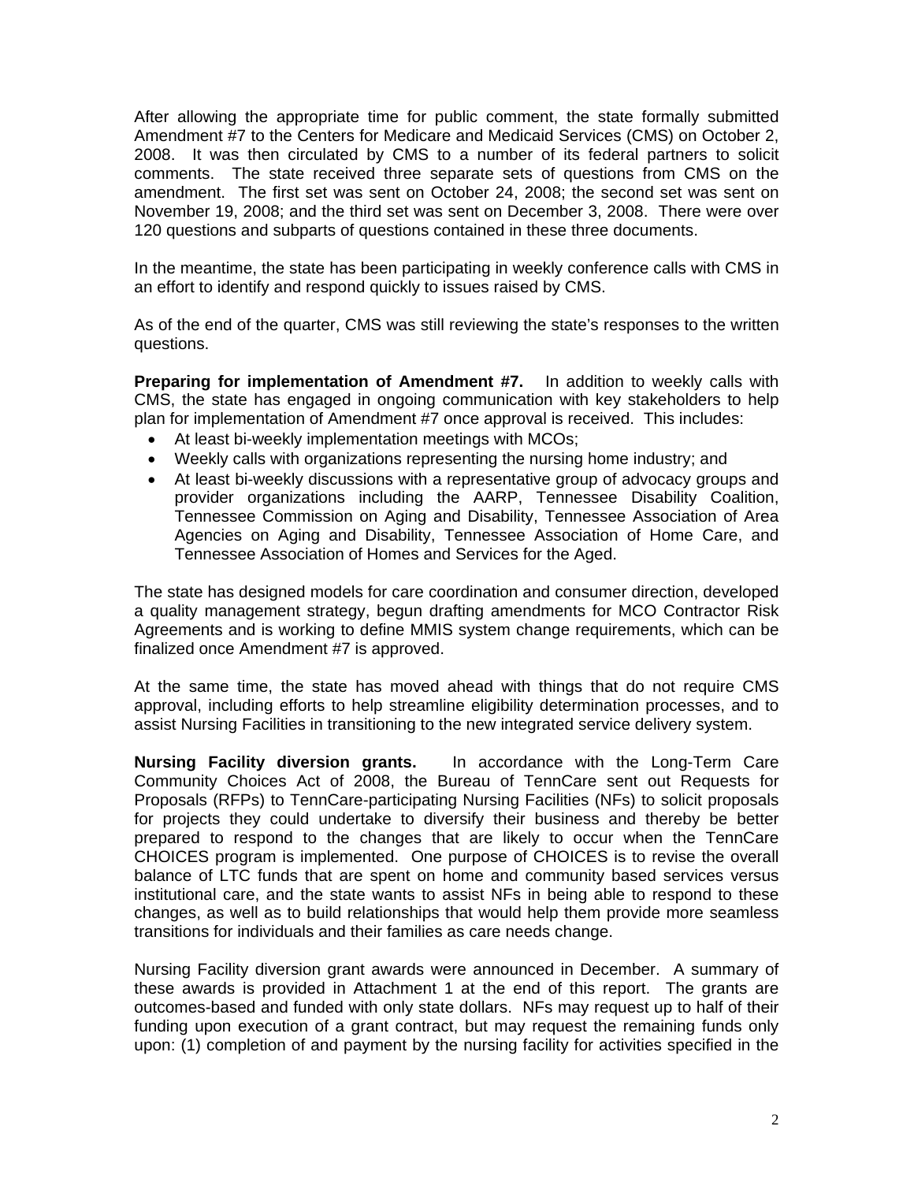After allowing the appropriate time for public comment, the state formally submitted Amendment #7 to the Centers for Medicare and Medicaid Services (CMS) on October 2, 2008. It was then circulated by CMS to a number of its federal partners to solicit comments. The state received three separate sets of questions from CMS on the amendment. The first set was sent on October 24, 2008; the second set was sent on November 19, 2008; and the third set was sent on December 3, 2008. There were over 120 questions and subparts of questions contained in these three documents.

In the meantime, the state has been participating in weekly conference calls with CMS in an effort to identify and respond quickly to issues raised by CMS.

As of the end of the quarter, CMS was still reviewing the state's responses to the written questions.

**Preparing for implementation of Amendment #7.** In addition to weekly calls with CMS, the state has engaged in ongoing communication with key stakeholders to help plan for implementation of Amendment #7 once approval is received. This includes:

- At least bi-weekly implementation meetings with MCOs;
- Weekly calls with organizations representing the nursing home industry; and
- At least bi-weekly discussions with a representative group of advocacy groups and provider organizations including the AARP, Tennessee Disability Coalition, Tennessee Commission on Aging and Disability, Tennessee Association of Area Agencies on Aging and Disability, Tennessee Association of Home Care, and Tennessee Association of Homes and Services for the Aged.

The state has designed models for care coordination and consumer direction, developed a quality management strategy, begun drafting amendments for MCO Contractor Risk Agreements and is working to define MMIS system change requirements, which can be finalized once Amendment #7 is approved.

At the same time, the state has moved ahead with things that do not require CMS approval, including efforts to help streamline eligibility determination processes, and to assist Nursing Facilities in transitioning to the new integrated service delivery system.

**Nursing Facility diversion grants.** In accordance with the Long-Term Care Community Choices Act of 2008, the Bureau of TennCare sent out Requests for Proposals (RFPs) to TennCare-participating Nursing Facilities (NFs) to solicit proposals for projects they could undertake to diversify their business and thereby be better prepared to respond to the changes that are likely to occur when the TennCare CHOICES program is implemented. One purpose of CHOICES is to revise the overall balance of LTC funds that are spent on home and community based services versus institutional care, and the state wants to assist NFs in being able to respond to these changes, as well as to build relationships that would help them provide more seamless transitions for individuals and their families as care needs change.

Nursing Facility diversion grant awards were announced in December. A summary of these awards is provided in Attachment 1 at the end of this report. The grants are outcomes-based and funded with only state dollars. NFs may request up to half of their funding upon execution of a grant contract, but may request the remaining funds only upon: (1) completion of and payment by the nursing facility for activities specified in the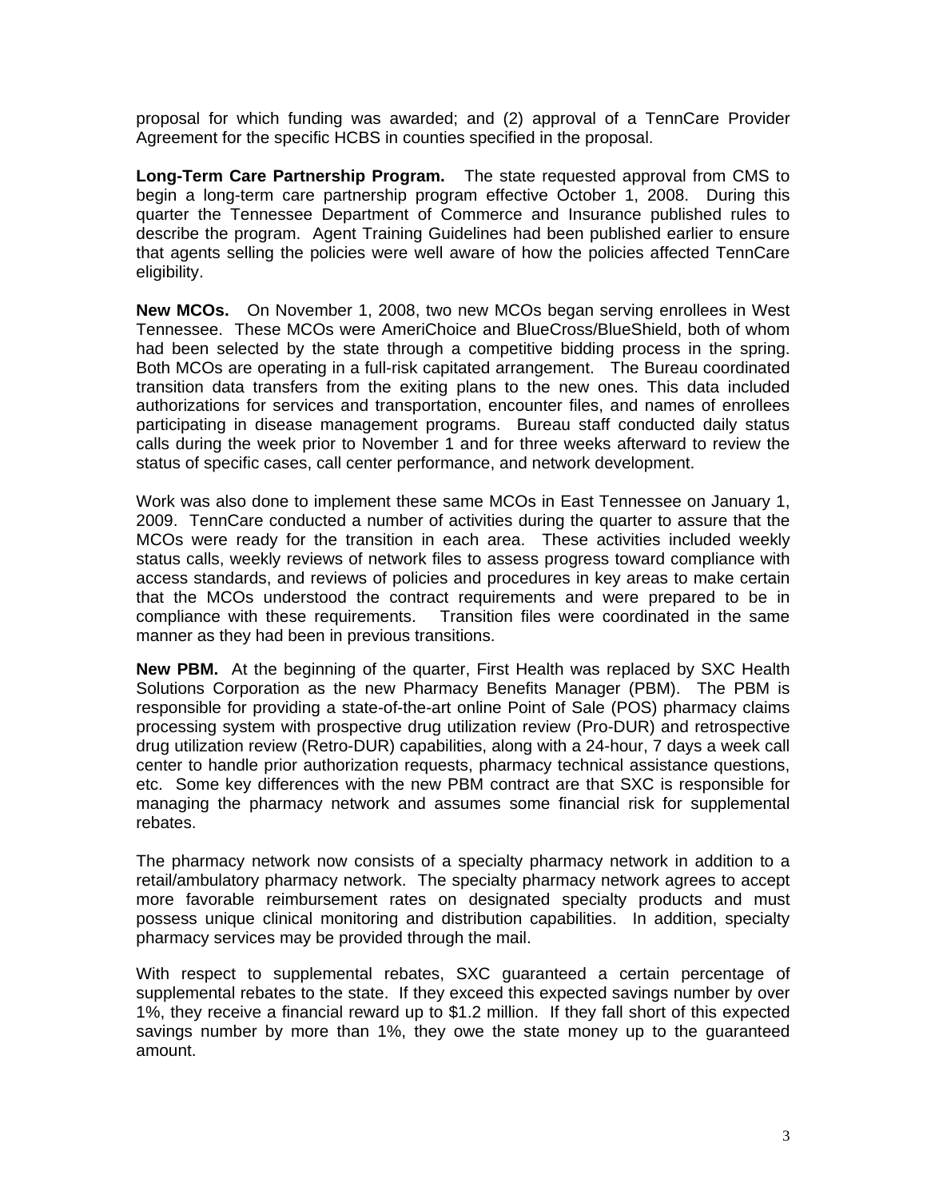proposal for which funding was awarded; and (2) approval of a TennCare Provider Agreement for the specific HCBS in counties specified in the proposal.

**Long-Term Care Partnership Program.** The state requested approval from CMS to begin a long-term care partnership program effective October 1, 2008. During this quarter the Tennessee Department of Commerce and Insurance published rules to describe the program. Agent Training Guidelines had been published earlier to ensure that agents selling the policies were well aware of how the policies affected TennCare eligibility.

**New MCOs.** On November 1, 2008, two new MCOs began serving enrollees in West Tennessee. These MCOs were AmeriChoice and BlueCross/BlueShield, both of whom had been selected by the state through a competitive bidding process in the spring. Both MCOs are operating in a full-risk capitated arrangement. The Bureau coordinated transition data transfers from the exiting plans to the new ones. This data included authorizations for services and transportation, encounter files, and names of enrollees participating in disease management programs. Bureau staff conducted daily status calls during the week prior to November 1 and for three weeks afterward to review the status of specific cases, call center performance, and network development.

Work was also done to implement these same MCOs in East Tennessee on January 1, 2009. TennCare conducted a number of activities during the quarter to assure that the MCOs were ready for the transition in each area. These activities included weekly status calls, weekly reviews of network files to assess progress toward compliance with access standards, and reviews of policies and procedures in key areas to make certain that the MCOs understood the contract requirements and were prepared to be in compliance with these requirements. Transition files were coordinated in the same manner as they had been in previous transitions.

**New PBM.** At the beginning of the quarter, First Health was replaced by SXC Health Solutions Corporation as the new Pharmacy Benefits Manager (PBM). The PBM is responsible for providing a state-of-the-art online Point of Sale (POS) pharmacy claims processing system with prospective drug utilization review (Pro-DUR) and retrospective drug utilization review (Retro-DUR) capabilities, along with a 24-hour, 7 days a week call center to handle prior authorization requests, pharmacy technical assistance questions, etc. Some key differences with the new PBM contract are that SXC is responsible for managing the pharmacy network and assumes some financial risk for supplemental rebates.

The pharmacy network now consists of a specialty pharmacy network in addition to a retail/ambulatory pharmacy network. The specialty pharmacy network agrees to accept more favorable reimbursement rates on designated specialty products and must possess unique clinical monitoring and distribution capabilities. In addition, specialty pharmacy services may be provided through the mail.

With respect to supplemental rebates, SXC guaranteed a certain percentage of supplemental rebates to the state. If they exceed this expected savings number by over 1%, they receive a financial reward up to $1.2 million. If they fall short of this expected savings number by more than 1%, they owe the state money up to the guaranteed amount.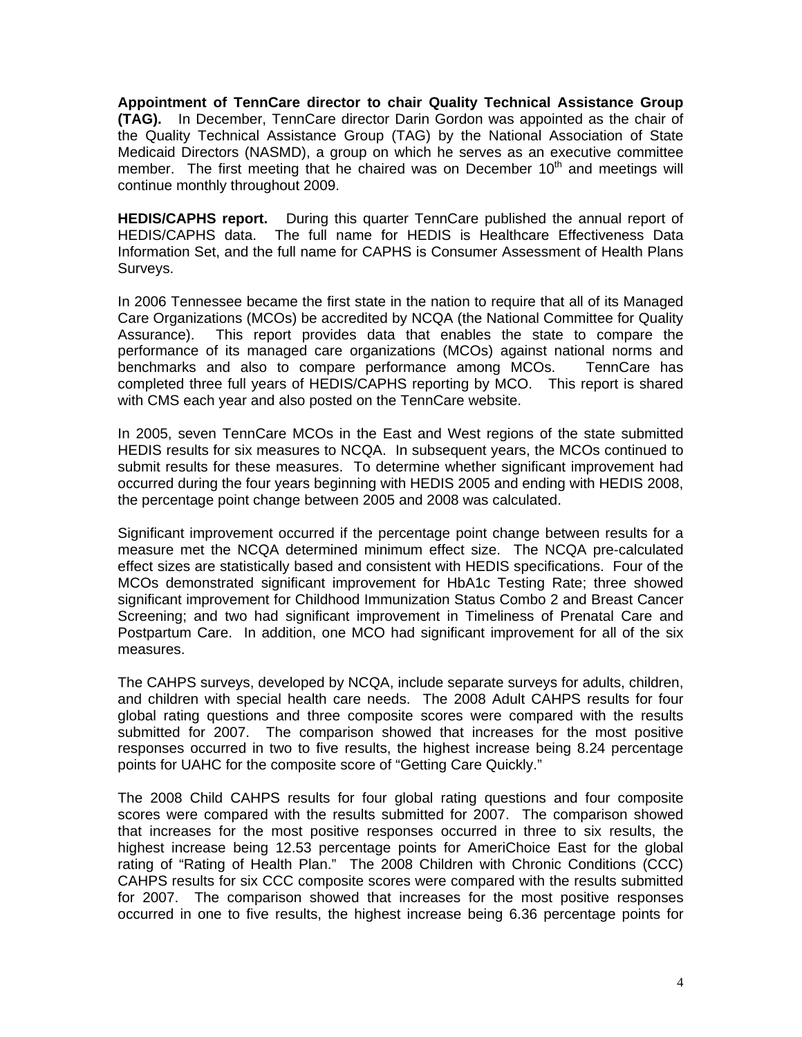**Appointment of TennCare director to chair Quality Technical Assistance Group (TAG).** In December, TennCare director Darin Gordon was appointed as the chair of the Quality Technical Assistance Group (TAG) by the National Association of State Medicaid Directors (NASMD), a group on which he serves as an executive committee member. The first meeting that he chaired was on December 10th and meetings will continue monthly throughout 2009.

**HEDIS/CAPHS report.** During this quarter TennCare published the annual report of HEDIS/CAPHS data. The full name for HEDIS is Healthcare Effectiveness Data Information Set, and the full name for CAPHS is Consumer Assessment of Health Plans Surveys.

In 2006 Tennessee became the first state in the nation to require that all of its Managed Care Organizations (MCOs) be accredited by NCQA (the National Committee for Quality Assurance). This report provides data that enables the state to compare the performance of its managed care organizations (MCOs) against national norms and benchmarks and also to compare performance among MCOs. TennCare has completed three full years of HEDIS/CAPHS reporting by MCO. This report is shared with CMS each year and also posted on the TennCare website.

In 2005, seven TennCare MCOs in the East and West regions of the state submitted HEDIS results for six measures to NCQA. In subsequent years, the MCOs continued to submit results for these measures. To determine whether significant improvement had occurred during the four years beginning with HEDIS 2005 and ending with HEDIS 2008, the percentage point change between 2005 and 2008 was calculated.

Significant improvement occurred if the percentage point change between results for a measure met the NCQA determined minimum effect size. The NCQA pre-calculated effect sizes are statistically based and consistent with HEDIS specifications. Four of the MCOs demonstrated significant improvement for HbA1c Testing Rate; three showed significant improvement for Childhood Immunization Status Combo 2 and Breast Cancer Screening; and two had significant improvement in Timeliness of Prenatal Care and Postpartum Care. In addition, one MCO had significant improvement for all of the six measures.

The CAHPS surveys, developed by NCQA, include separate surveys for adults, children, and children with special health care needs. The 2008 Adult CAHPS results for four global rating questions and three composite scores were compared with the results submitted for 2007. The comparison showed that increases for the most positive responses occurred in two to five results, the highest increase being 8.24 percentage points for UAHC for the composite score of "Getting Care Quickly."

The 2008 Child CAHPS results for four global rating questions and four composite scores were compared with the results submitted for 2007. The comparison showed that increases for the most positive responses occurred in three to six results, the highest increase being 12.53 percentage points for AmeriChoice East for the global rating of "Rating of Health Plan." The 2008 Children with Chronic Conditions (CCC) CAHPS results for six CCC composite scores were compared with the results submitted for 2007. The comparison showed that increases for the most positive responses occurred in one to five results, the highest increase being 6.36 percentage points for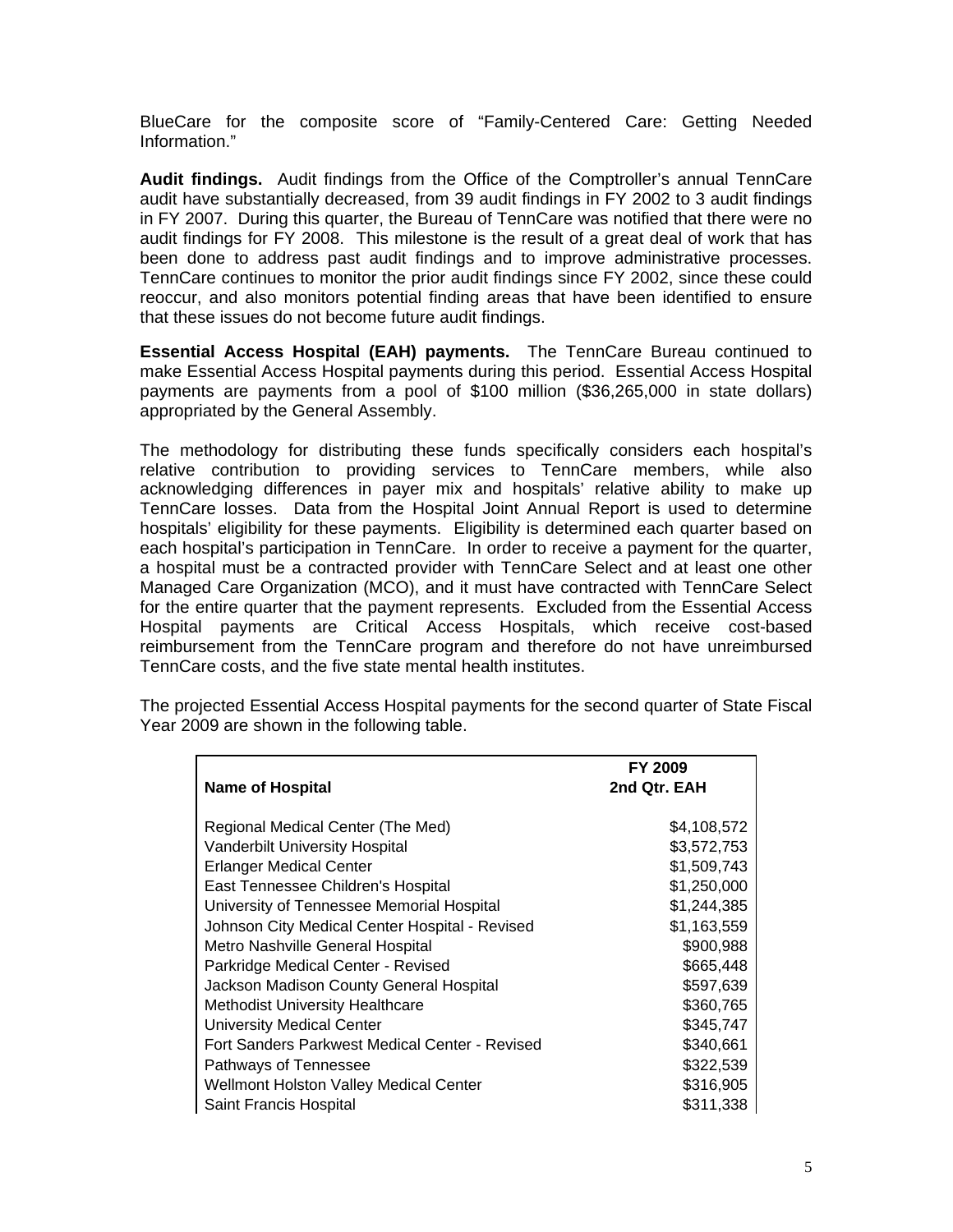BlueCare for the composite score of "Family-Centered Care: Getting Needed Information."

**Audit findings.** Audit findings from the Office of the Comptroller's annual TennCare audit have substantially decreased, from 39 audit findings in FY 2002 to 3 audit findings in FY 2007. During this quarter, the Bureau of TennCare was notified that there were no audit findings for FY 2008. This milestone is the result of a great deal of work that has been done to address past audit findings and to improve administrative processes. TennCare continues to monitor the prior audit findings since FY 2002, since these could reoccur, and also monitors potential finding areas that have been identified to ensure that these issues do not become future audit findings.

**Essential Access Hospital (EAH) payments.** The TennCare Bureau continued to make Essential Access Hospital payments during this period. Essential Access Hospital payments are payments from a pool of $100 million ($36,265,000 in state dollars) appropriated by the General Assembly.

The methodology for distributing these funds specifically considers each hospital's relative contribution to providing services to TennCare members, while also acknowledging differences in payer mix and hospitals' relative ability to make up TennCare losses. Data from the Hospital Joint Annual Report is used to determine hospitals' eligibility for these payments. Eligibility is determined each quarter based on each hospital's participation in TennCare. In order to receive a payment for the quarter, a hospital must be a contracted provider with TennCare Select and at least one other Managed Care Organization (MCO), and it must have contracted with TennCare Select for the entire quarter that the payment represents. Excluded from the Essential Access Hospital payments are Critical Access Hospitals, which receive cost-based reimbursement from the TennCare program and therefore do not have unreimbursed TennCare costs, and the five state mental health institutes.

The projected Essential Access Hospital payments for the second quarter of State Fiscal Year 2009 are shown in the following table.

| Name of Hospital | FY 2009 2nd Qtr. EAH |
|---|---|
| Regional Medical Center (The Med) | $4,108,572 |
| Vanderbilt University Hospital | $3,572,753 |
| Erlanger Medical Center | $1,509,743 |
| East Tennessee Children's Hospital | $1,250,000 |
| University of Tennessee Memorial Hospital | $1,244,385 |
| Johnson City Medical Center Hospital - Revised | $1,163,559 |
| Metro Nashville General Hospital | $900,988 |
| Parkridge Medical Center - Revised | $665,448 |
| Jackson Madison County General Hospital | $597,639 |
| Methodist University Healthcare | $360,765 |
| University Medical Center | $345,747 |
| Fort Sanders Parkwest Medical Center - Revised | $340,661 |
| Pathways of Tennessee | $322,539 |
| Wellmont Holston Valley Medical Center | $316,905 |
| Saint Francis Hospital | $311,338 |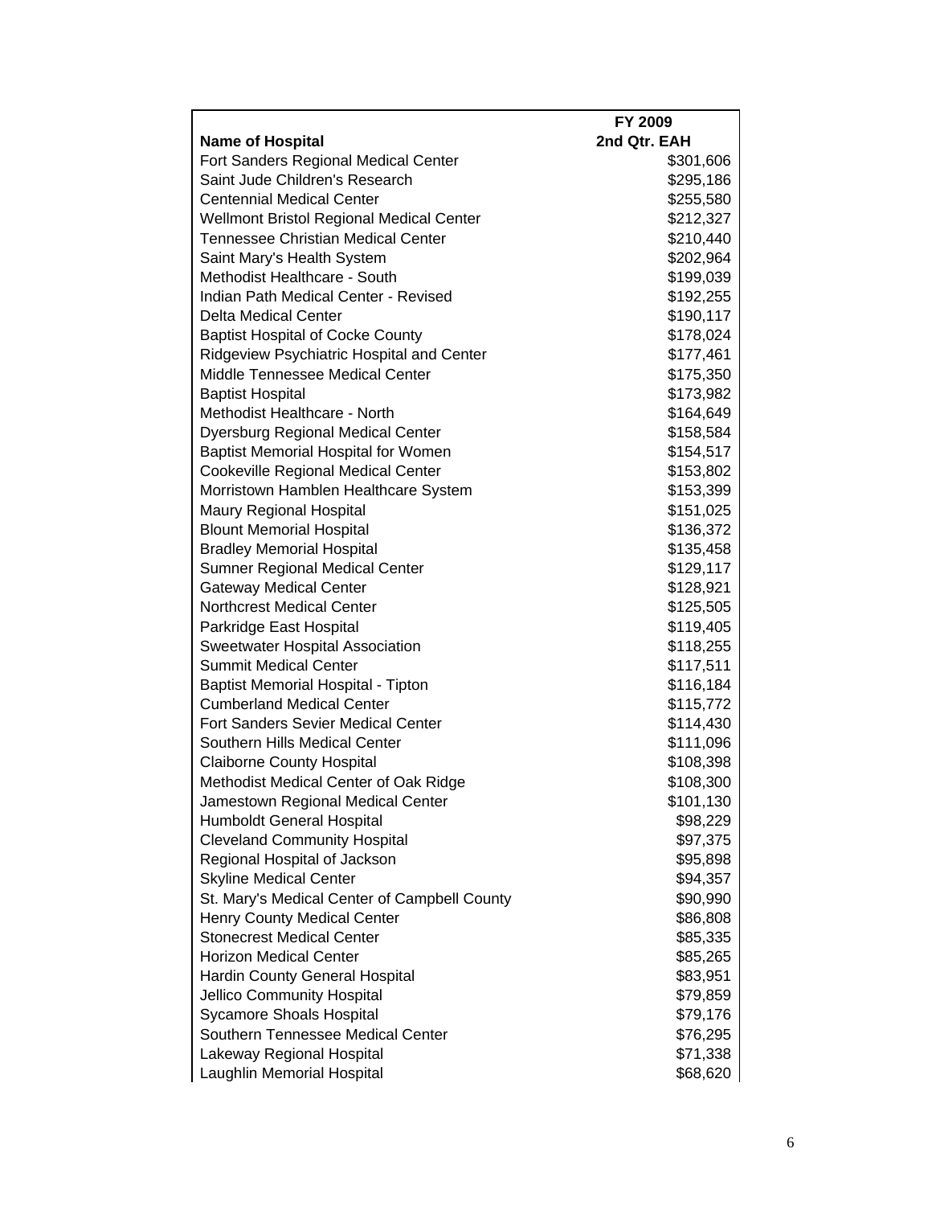| Name of Hospital | FY 2009 2nd Qtr. EAH |
|---|---|
| Fort Sanders Regional Medical Center | $301,606 |
| Saint Jude Children's Research | $295,186 |
| Centennial Medical Center | $255,580 |
| Wellmont Bristol Regional Medical Center | $212,327 |
| Tennessee Christian Medical Center | $210,440 |
| Saint Mary's Health System | $202,964 |
| Methodist Healthcare - South | $199,039 |
| Indian Path Medical Center - Revised | $192,255 |
| Delta Medical Center | $190,117 |
| Baptist Hospital of Cocke County | $178,024 |
| Ridgeview Psychiatric Hospital and Center | $177,461 |
| Middle Tennessee Medical Center | $175,350 |
| Baptist Hospital | $173,982 |
| Methodist Healthcare - North | $164,649 |
| Dyersburg Regional Medical Center | $158,584 |
| Baptist Memorial Hospital for Women | $154,517 |
| Cookeville Regional Medical Center | $153,802 |
| Morristown Hamblen Healthcare System | $153,399 |
| Maury Regional Hospital | $151,025 |
| Blount Memorial Hospital | $136,372 |
| Bradley Memorial Hospital | $135,458 |
| Sumner Regional Medical Center | $129,117 |
| Gateway Medical Center | $128,921 |
| Northcrest Medical Center | $125,505 |
| Parkridge East Hospital | $119,405 |
| Sweetwater Hospital Association | $118,255 |
| Summit Medical Center | $117,511 |
| Baptist Memorial Hospital - Tipton | $116,184 |
| Cumberland Medical Center | $115,772 |
| Fort Sanders Sevier Medical Center | $114,430 |
| Southern Hills Medical Center | $111,096 |
| Claiborne County Hospital | $108,398 |
| Methodist Medical Center of Oak Ridge | $108,300 |
| Jamestown Regional Medical Center | $101,130 |
| Humboldt General Hospital | $98,229 |
| Cleveland Community Hospital | $97,375 |
| Regional Hospital of Jackson | $95,898 |
| Skyline Medical Center | $94,357 |
| St. Mary's Medical Center of Campbell County | $90,990 |
| Henry County Medical Center | $86,808 |
| Stonecrest Medical Center | $85,335 |
| Horizon Medical Center | $85,265 |
| Hardin County General Hospital | $83,951 |
| Jellico Community Hospital | $79,859 |
| Sycamore Shoals Hospital | $79,176 |
| Southern Tennessee Medical Center | $76,295 |
| Lakeway Regional Hospital | $71,338 |
| Laughlin Memorial Hospital | $68,620 |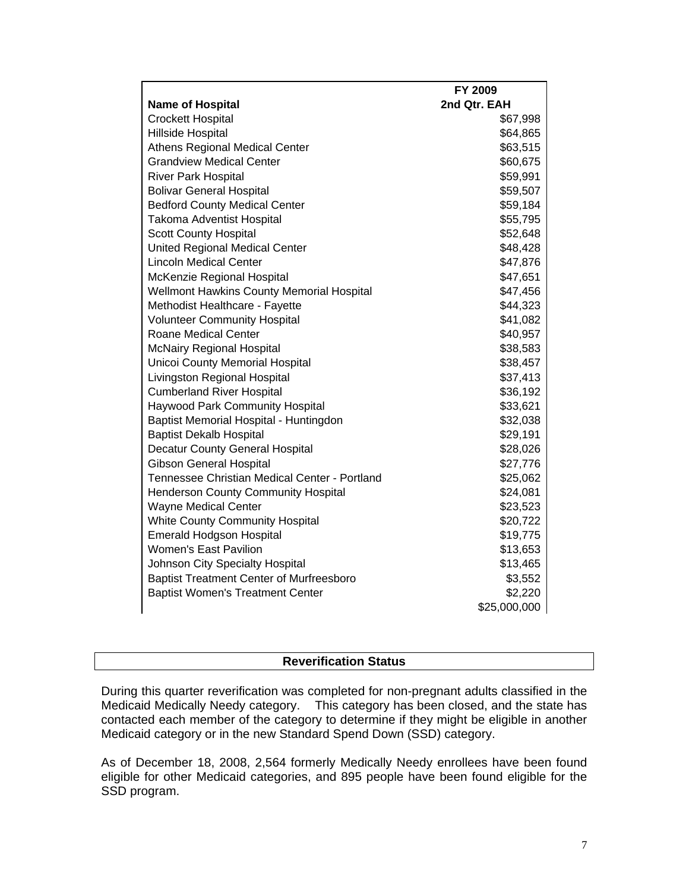| Name of Hospital | FY 2009 2nd Qtr. EAH |
|---|---|
| Crockett Hospital | $67,998 |
| Hillside Hospital | $64,865 |
| Athens Regional Medical Center | $63,515 |
| Grandview Medical Center | $60,675 |
| River Park Hospital | $59,991 |
| Bolivar General Hospital | $59,507 |
| Bedford County Medical Center | $59,184 |
| Takoma Adventist Hospital | $55,795 |
| Scott County Hospital | $52,648 |
| United Regional Medical Center | $48,428 |
| Lincoln Medical Center | $47,876 |
| McKenzie Regional Hospital | $47,651 |
| Wellmont Hawkins County Memorial Hospital | $47,456 |
| Methodist Healthcare - Fayette | $44,323 |
| Volunteer Community Hospital | $41,082 |
| Roane Medical Center | $40,957 |
| McNairy Regional Hospital | $38,583 |
| Unicoi County Memorial Hospital | $38,457 |
| Livingston Regional Hospital | $37,413 |
| Cumberland River Hospital | $36,192 |
| Haywood Park Community Hospital | $33,621 |
| Baptist Memorial Hospital - Huntingdon | $32,038 |
| Baptist Dekalb Hospital | $29,191 |
| Decatur County General Hospital | $28,026 |
| Gibson General Hospital | $27,776 |
| Tennessee Christian Medical Center - Portland | $25,062 |
| Henderson County Community Hospital | $24,081 |
| Wayne Medical Center | $23,523 |
| White County Community Hospital | $20,722 |
| Emerald Hodgson Hospital | $19,775 |
| Women's East Pavilion | $13,653 |
| Johnson City Specialty Hospital | $13,465 |
| Baptist Treatment Center of Murfreesboro | $3,552 |
| Baptist Women's Treatment Center | $2,220 |
| | $25,000,000 |

## Reverification Status

During this quarter reverification was completed for non-pregnant adults classified in the Medicaid Medically Needy category. This category has been closed, and the state has contacted each member of the category to determine if they might be eligible in another Medicaid category or in the new Standard Spend Down (SSD) category.

As of December 18, 2008, 2,564 formerly Medically Needy enrollees have been found eligible for other Medicaid categories, and 895 people have been found eligible for the SSD program.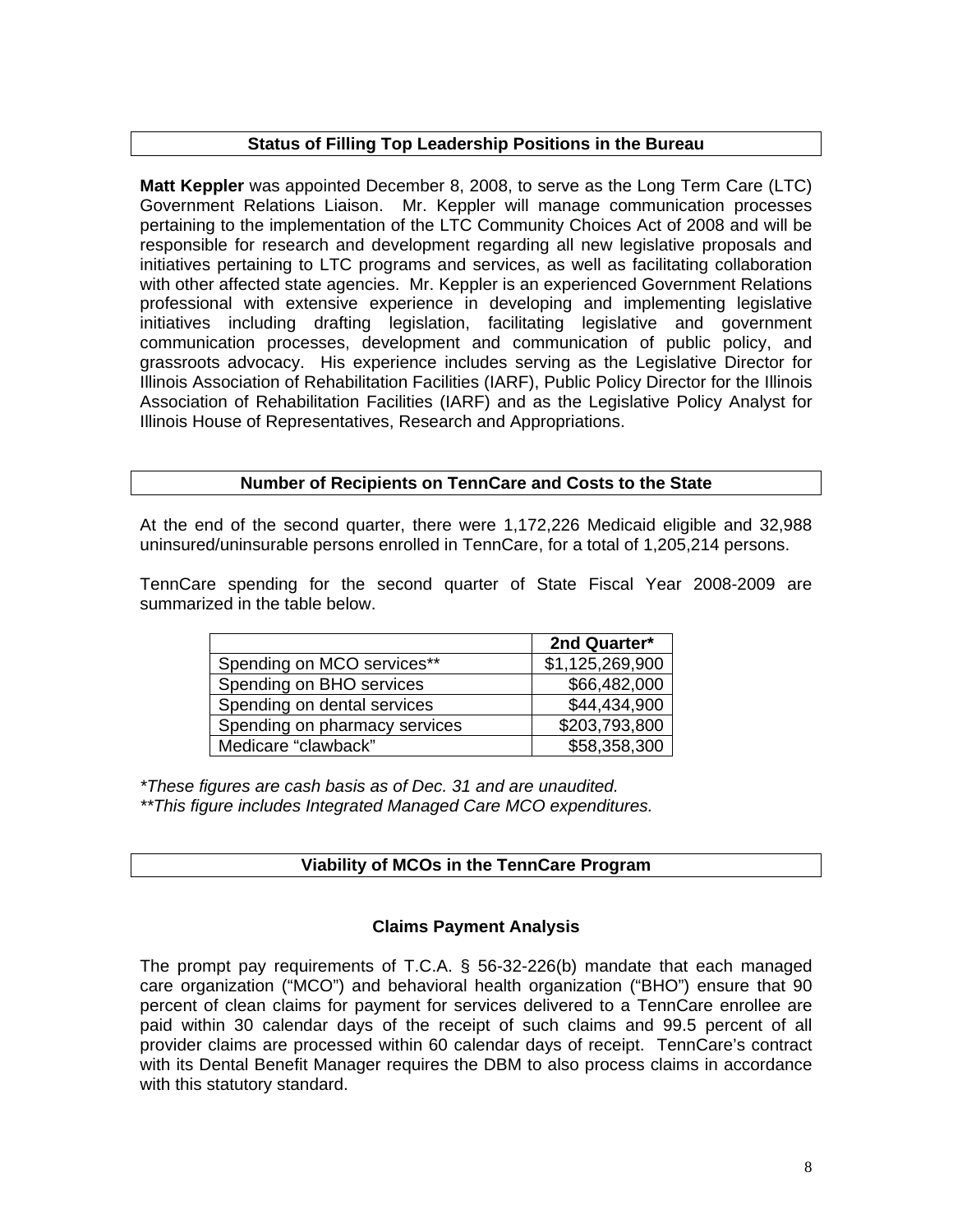## Status of Filling Top Leadership Positions in the Bureau

**Matt Keppler** was appointed December 8, 2008, to serve as the Long Term Care (LTC) Government Relations Liaison. Mr. Keppler will manage communication processes pertaining to the implementation of the LTC Community Choices Act of 2008 and will be responsible for research and development regarding all new legislative proposals and initiatives pertaining to LTC programs and services, as well as facilitating collaboration with other affected state agencies. Mr. Keppler is an experienced Government Relations professional with extensive experience in developing and implementing legislative initiatives including drafting legislation, facilitating legislative and government communication processes, development and communication of public policy, and grassroots advocacy. His experience includes serving as the Legislative Director for Illinois Association of Rehabilitation Facilities (IARF), Public Policy Director for the Illinois Association of Rehabilitation Facilities (IARF) and as the Legislative Policy Analyst for Illinois House of Representatives, Research and Appropriations.

## Number of Recipients on TennCare and Costs to the State

At the end of the second quarter, there were 1,172,226 Medicaid eligible and 32,988 uninsured/uninsurable persons enrolled in TennCare, for a total of 1,205,214 persons.

TennCare spending for the second quarter of State Fiscal Year 2008-2009 are summarized in the table below.

| | 2nd Quarter* |
|---|---|
| Spending on MCO services** | $1,125,269,900 |
| Spending on BHO services | $66,482,000 |
| Spending on dental services | $44,434,900 |
| Spending on pharmacy services | $203,793,800 |
| Medicare “clawback” | $58,358,300 |

*These figures are cash basis as of Dec. 31 and are unaudited.*
***This figure includes Integrated Managed Care MCO expenditures.*

## Viability of MCOs in the TennCare Program

### Claims Payment Analysis

The prompt pay requirements of T.C.A. § 56-32-226(b) mandate that each managed care organization (“MCO”) and behavioral health organization (“BHO”) ensure that 90 percent of clean claims for payment for services delivered to a TennCare enrollee are paid within 30 calendar days of the receipt of such claims and 99.5 percent of all provider claims are processed within 60 calendar days of receipt. TennCare’s contract with its Dental Benefit Manager requires the DBM to also process claims in accordance with this statutory standard.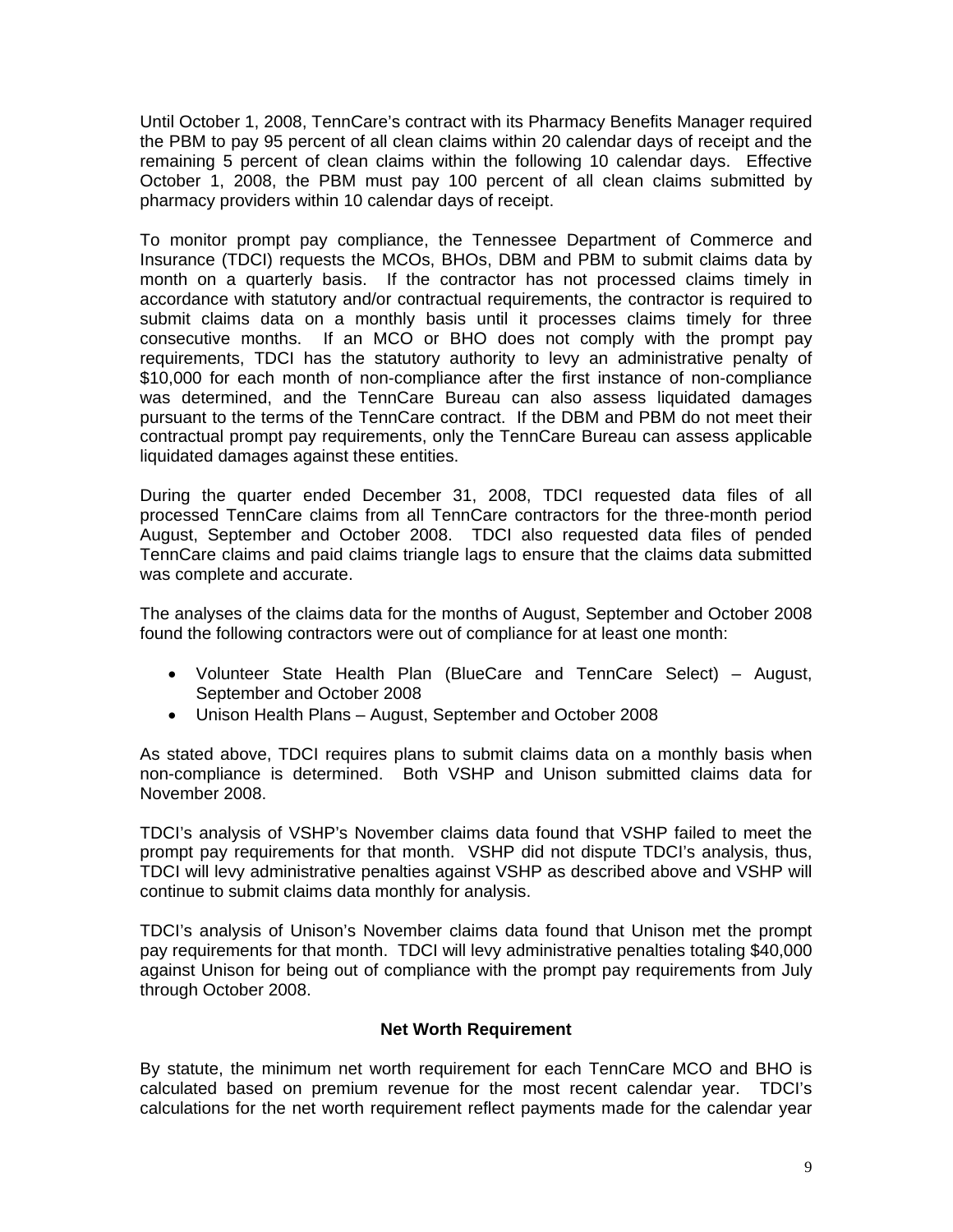Until October 1, 2008, TennCare's contract with its Pharmacy Benefits Manager required the PBM to pay 95 percent of all clean claims within 20 calendar days of receipt and the remaining 5 percent of clean claims within the following 10 calendar days. Effective October 1, 2008, the PBM must pay 100 percent of all clean claims submitted by pharmacy providers within 10 calendar days of receipt.

To monitor prompt pay compliance, the Tennessee Department of Commerce and Insurance (TDCI) requests the MCOs, BHOs, DBM and PBM to submit claims data by month on a quarterly basis. If the contractor has not processed claims timely in accordance with statutory and/or contractual requirements, the contractor is required to submit claims data on a monthly basis until it processes claims timely for three consecutive months. If an MCO or BHO does not comply with the prompt pay requirements, TDCI has the statutory authority to levy an administrative penalty of $10,000 for each month of non-compliance after the first instance of non-compliance was determined, and the TennCare Bureau can also assess liquidated damages pursuant to the terms of the TennCare contract. If the DBM and PBM do not meet their contractual prompt pay requirements, only the TennCare Bureau can assess applicable liquidated damages against these entities.

During the quarter ended December 31, 2008, TDCI requested data files of all processed TennCare claims from all TennCare contractors for the three-month period August, September and October 2008. TDCI also requested data files of pended TennCare claims and paid claims triangle lags to ensure that the claims data submitted was complete and accurate.

The analyses of the claims data for the months of August, September and October 2008 found the following contractors were out of compliance for at least one month:

- Volunteer State Health Plan (BlueCare and TennCare Select) – August, September and October 2008
- Unison Health Plans – August, September and October 2008

As stated above, TDCI requires plans to submit claims data on a monthly basis when non-compliance is determined. Both VSHP and Unison submitted claims data for November 2008.

TDCI's analysis of VSHP's November claims data found that VSHP failed to meet the prompt pay requirements for that month. VSHP did not dispute TDCI's analysis, thus, TDCI will levy administrative penalties against VSHP as described above and VSHP will continue to submit claims data monthly for analysis.

TDCI's analysis of Unison's November claims data found that Unison met the prompt pay requirements for that month. TDCI will levy administrative penalties totaling $40,000 against Unison for being out of compliance with the prompt pay requirements from July through October 2008.

### Net Worth Requirement

By statute, the minimum net worth requirement for each TennCare MCO and BHO is calculated based on premium revenue for the most recent calendar year. TDCI's calculations for the net worth requirement reflect payments made for the calendar year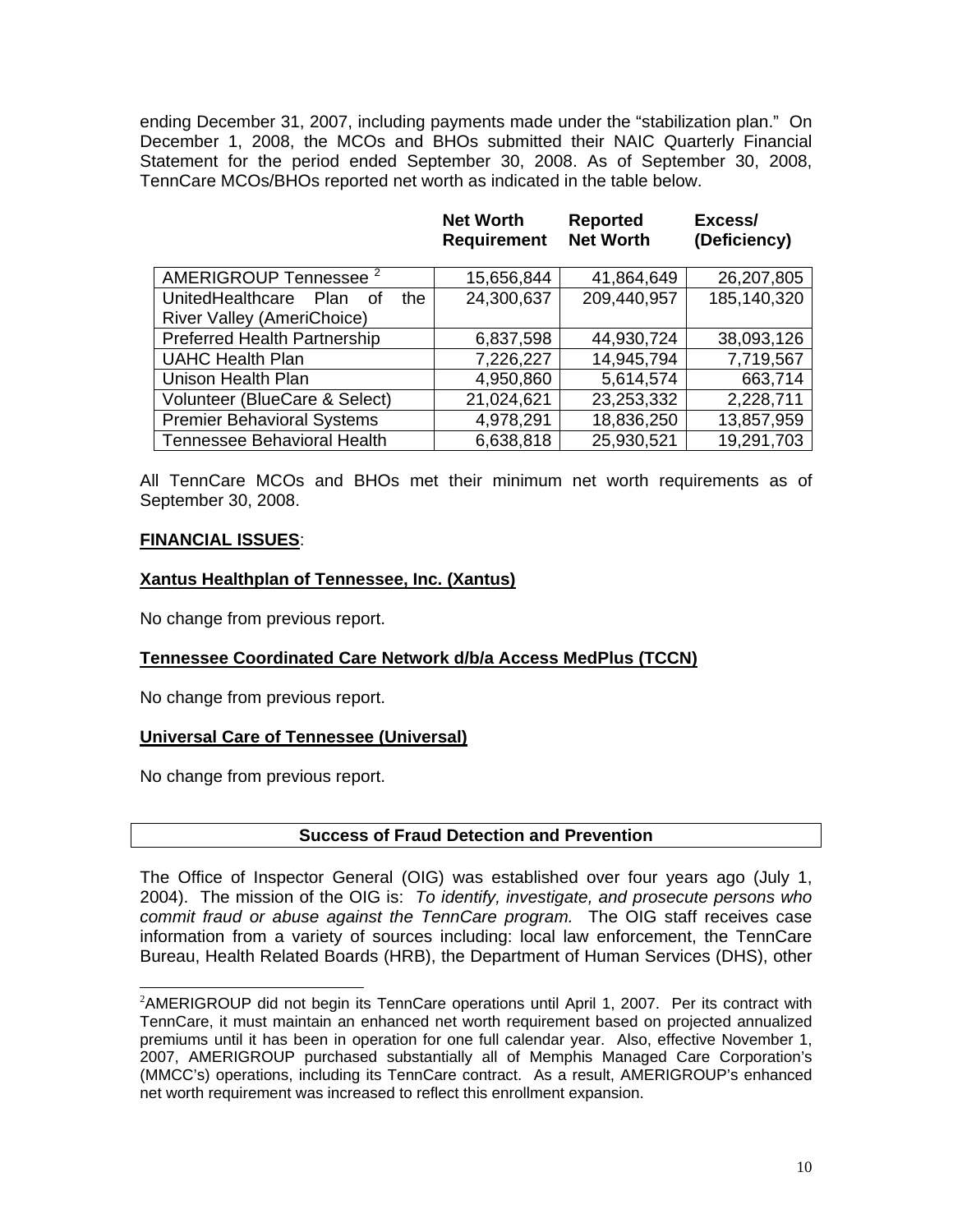ending December 31, 2007, including payments made under the "stabilization plan." On December 1, 2008, the MCOs and BHOs submitted their NAIC Quarterly Financial Statement for the period ended September 30, 2008. As of September 30, 2008, TennCare MCOs/BHOs reported net worth as indicated in the table below.

| | Net Worth Requirement | Reported Net Worth | Excess/ (Deficiency) |
|---|---|---|---|
| AMERIGROUP Tennessee [2] | 15,656,844 | 41,864,649 | 26,207,805 |
| UnitedHealthcare Plan of the River Valley (AmeriChoice) | 24,300,637 | 209,440,957 | 185,140,320 |
| Preferred Health Partnership | 6,837,598 | 44,930,724 | 38,093,126 |
| UAHC Health Plan | 7,226,227 | 14,945,794 | 7,719,567 |
| Unison Health Plan | 4,950,860 | 5,614,574 | 663,714 |
| Volunteer (BlueCare & Select) | 21,024,621 | 23,253,332 | 2,228,711 |
| Premier Behavioral Systems | 4,978,291 | 18,836,250 | 13,857,959 |
| Tennessee Behavioral Health | 6,638,818 | 25,930,521 | 19,291,703 |

All TennCare MCOs and BHOs met their minimum net worth requirements as of September 30, 2008.

**FINANCIAL ISSUES**:

**Xantus Healthplan of Tennessee, Inc. (Xantus)**

No change from previous report.

**Tennessee Coordinated Care Network d/b/a Access MedPlus (TCCN)**

No change from previous report.

**Universal Care of Tennessee (Universal)**

No change from previous report.

## Success of Fraud Detection and Prevention

The Office of Inspector General (OIG) was established over four years ago (July 1, 2004). The mission of the OIG is: *To identify, investigate, and prosecute persons who commit fraud or abuse against the TennCare program.* The OIG staff receives case information from a variety of sources including: local law enforcement, the TennCare Bureau, Health Related Boards (HRB), the Department of Human Services (DHS), other

[2]AMERIGROUP did not begin its TennCare operations until April 1, 2007. Per its contract with TennCare, it must maintain an enhanced net worth requirement based on projected annualized premiums until it has been in operation for one full calendar year. Also, effective November 1, 2007, AMERIGROUP purchased substantially all of Memphis Managed Care Corporation's (MMCC's) operations, including its TennCare contract. As a result, AMERIGROUP's enhanced net worth requirement was increased to reflect this enrollment expansion.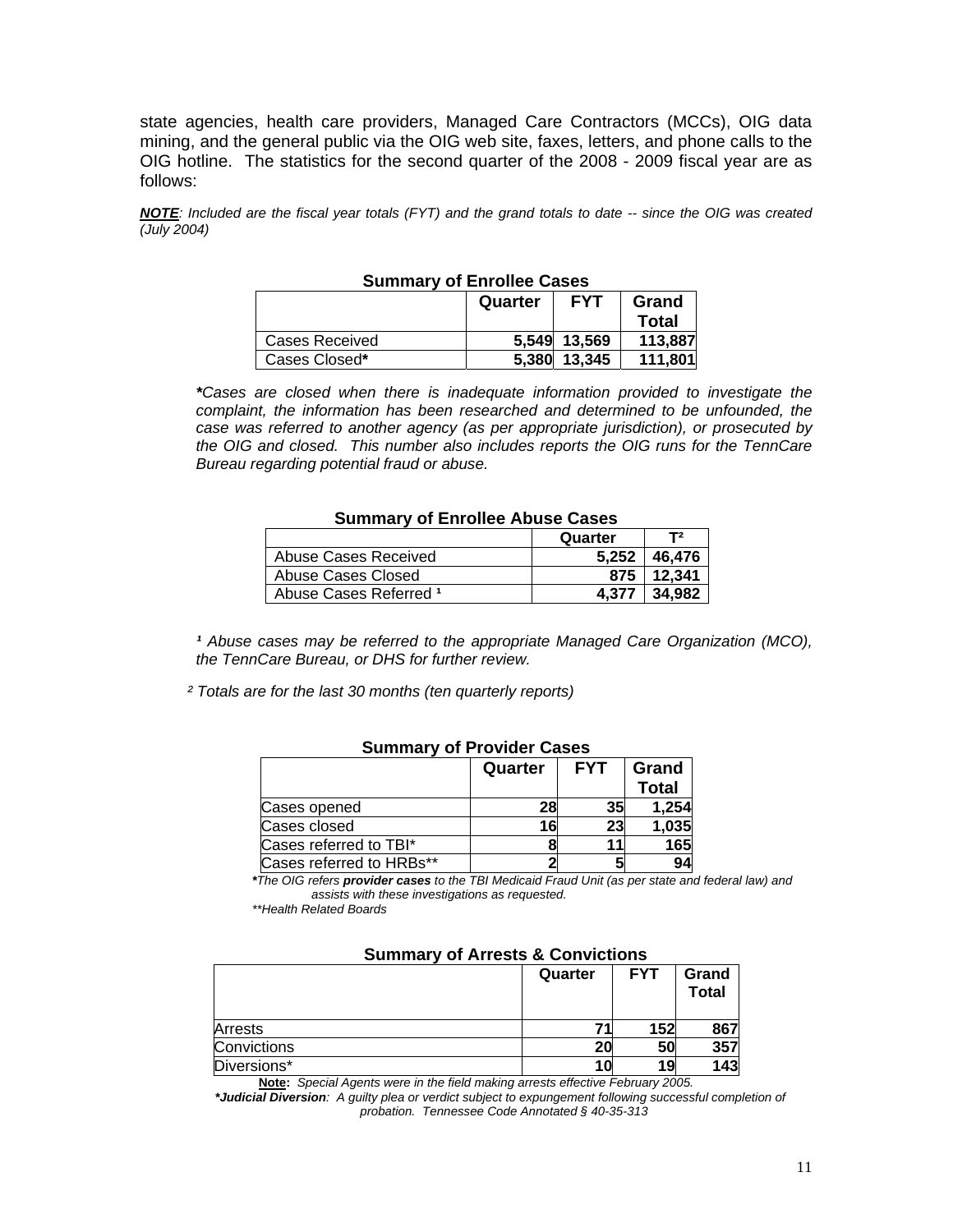state agencies, health care providers, Managed Care Contractors (MCCs), OIG data mining, and the general public via the OIG web site, faxes, letters, and phone calls to the OIG hotline. The statistics for the second quarter of the 2008 - 2009 fiscal year are as follows:

***NOTE****: Included are the fiscal year totals (FYT) and the grand totals to date -- since the OIG was created (July 2004)*

**Summary of Enrollee Cases**

| | Quarter | FYT | Grand Total |
|---|---|---|---|
| Cases Received | 5,549 | 13,569 | 113,887 |
| Cases Closed* | 5,380 | 13,345 | 111,801 |

****Cases are closed when there is inadequate information provided to investigate the complaint, the information has been researched and determined to be unfounded, the case was referred to another agency (as per appropriate jurisdiction), or prosecuted by the OIG and closed. This number also includes reports the OIG runs for the TennCare Bureau regarding potential fraud or abuse.*

**Summary of Enrollee Abuse Cases**

| | Quarter | T[2] |
|---|---|---|
| Abuse Cases Received | 5,252 | 46,476 |
| Abuse Cases Closed | 875 | 12,341 |
| Abuse Cases Referred [1] | 4,377 | 34,982 |

*[1] Abuse cases may be referred to the appropriate Managed Care Organization (MCO), the TennCare Bureau, or DHS for further review.*

*[2] Totals are for the last 30 months (ten quarterly reports)*

**Summary of Provider Cases**

| | Quarter | FYT | Grand Total |
|---|---|---|---|
| Cases opened | 28 | 35 | 1,254 |
| Cases closed | 16 | 23 | 1,035 |
| Cases referred to TBI* | 8 | 11 | 165 |
| Cases referred to HRBs** | 2 | 5 | 94 |

**The OIG refers* ***provider cases*** *to the TBI Medicaid Fraud Unit (as per state and federal law) and assists with these investigations as requested.*

*\*\*Health Related Boards*

**Summary of Arrests & Convictions**

| | Quarter | FYT | Grand Total |
|---|---|---|---|
| Arrests | 71 | 152 | 867 |
| Convictions | 20 | 50 | 357 |
| Diversions* | 10 | 19 | 143 |

**Note:** *Special Agents were in the field making arrests effective February 2005.*

***Judicial Diversion****: A guilty plea or verdict subject to expungement following successful completion of probation. Tennessee Code Annotated § 40-35-313*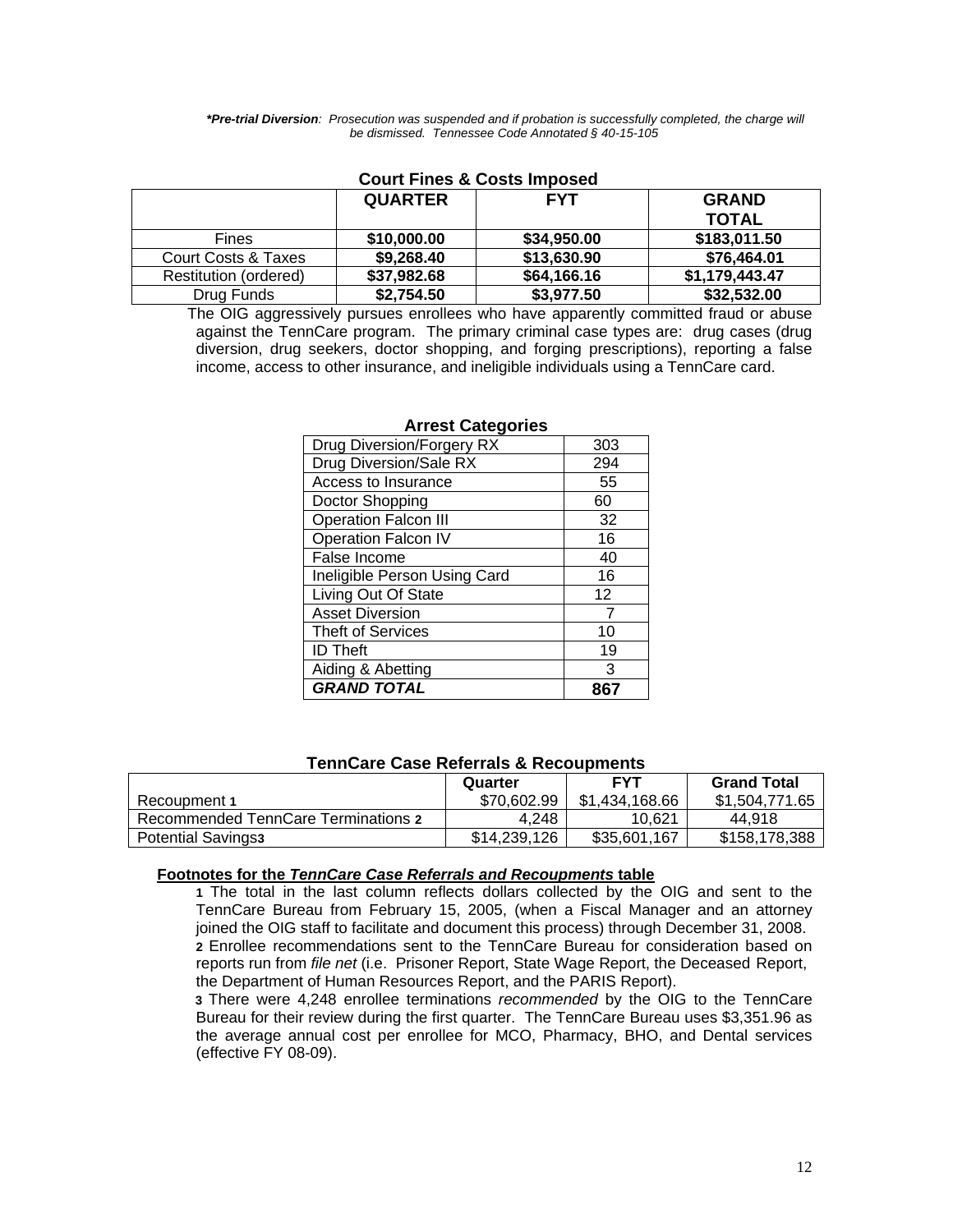***Pre-trial Diversion**: Prosecution was suspended and if probation is successfully completed, the charge will be dismissed. Tennessee Code Annotated § 40-15-105*

**Court Fines & Costs Imposed**

| | **QUARTER** | **FYT** | **GRAND TOTAL** |
|---|---|---|---|
| Fines | **$10,000.00** | **$34,950.00** | **$183,011.50** |
| Court Costs & Taxes | **$9,268.40** | **$13,630.90** | **$76,464.01** |
| Restitution (ordered) | **$37,982.68** | **$64,166.16** | **$1,179,443.47** |
| Drug Funds | **$2,754.50** | **$3,977.50** | **$32,532.00** |

The OIG aggressively pursues enrollees who have apparently committed fraud or abuse against the TennCare program. The primary criminal case types are: drug cases (drug diversion, drug seekers, doctor shopping, and forging prescriptions), reporting a false income, access to other insurance, and ineligible individuals using a TennCare card.

**Arrest Categories**

| | |
|---|---|
| Drug Diversion/Forgery RX | 303 |
| Drug Diversion/Sale RX | 294 |
| Access to Insurance | 55 |
| Doctor Shopping | 60 |
| Operation Falcon III | 32 |
| Operation Falcon IV | 16 |
| False Income | 40 |
| Ineligible Person Using Card | 16 |
| Living Out Of State | 12 |
| Asset Diversion | 7 |
| Theft of Services | 10 |
| ID Theft | 19 |
| Aiding & Abetting | 3 |
| ***GRAND TOTAL*** | **867** |

**TennCare Case Referrals & Recoupments**

| | **Quarter** | **FYT** | **Grand Total** |
|---|---|---|---|
| Recoupment **1** | $70,602.99 | $1,434,168.66 | $1,504,771.65 |
| Recommended TennCare Terminations **2** | 4,248 | 10,621 | 44,918 |
| Potential Savings**3** | $14,239,126 | $35,601,167 | $158,178,388 |

**Footnotes for the *TennCare Case Referrals and Recoupments* table**

**1** The total in the last column reflects dollars collected by the OIG and sent to the TennCare Bureau from February 15, 2005, (when a Fiscal Manager and an attorney joined the OIG staff to facilitate and document this process) through December 31, 2008.

**2** Enrollee recommendations sent to the TennCare Bureau for consideration based on reports run from *file net* (i.e. Prisoner Report, State Wage Report, the Deceased Report, the Department of Human Resources Report, and the PARIS Report).

**3** There were 4,248 enrollee terminations *recommended* by the OIG to the TennCare Bureau for their review during the first quarter. The TennCare Bureau uses $3,351.96 as the average annual cost per enrollee for MCO, Pharmacy, BHO, and Dental services (effective FY 08-09).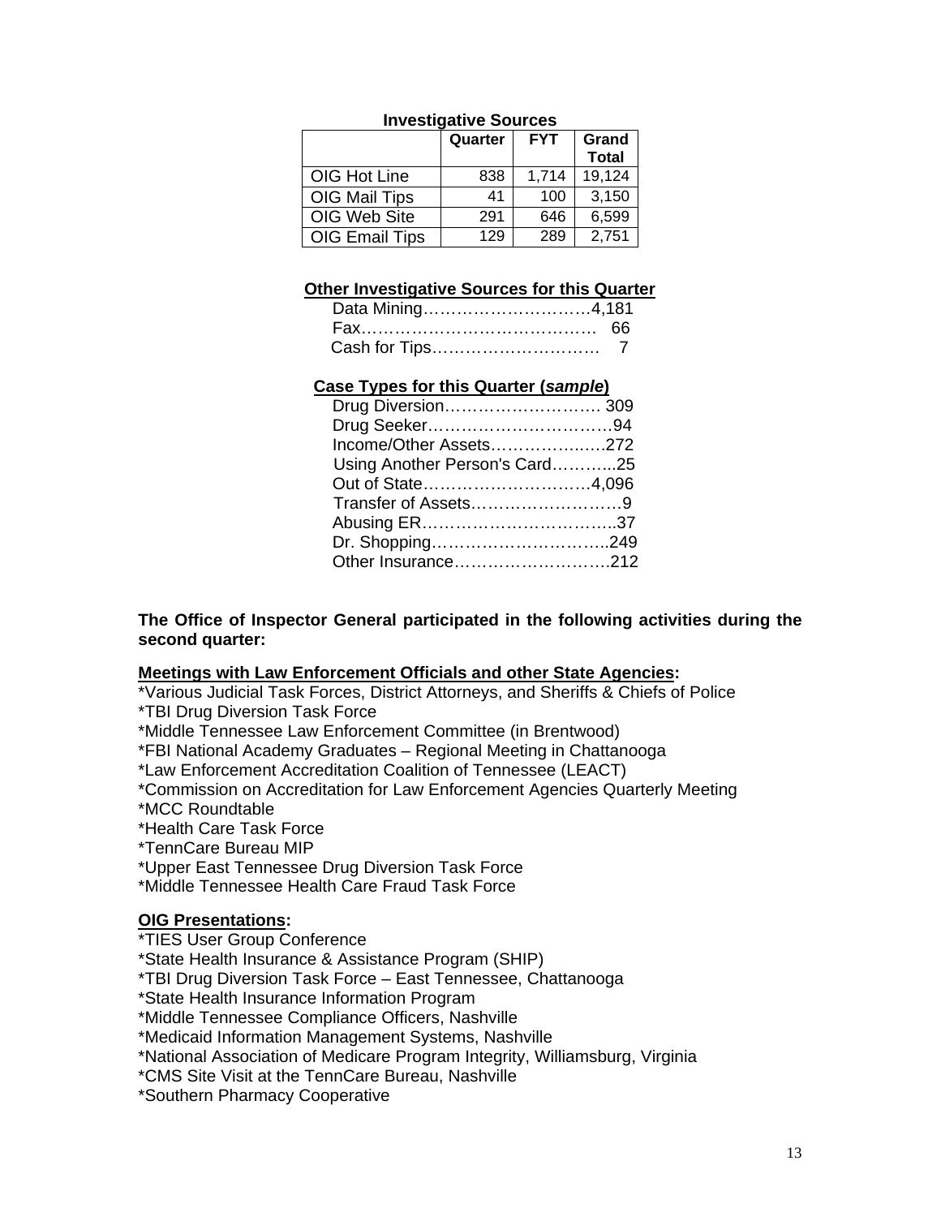**Investigative Sources**

| | Quarter | FYT | Grand Total |
|---|---|---|---|
| OIG Hot Line | 838 | 1,714 | 19,124 |
| OIG Mail Tips | 41 | 100 | 3,150 |
| OIG Web Site | 291 | 646 | 6,599 |
| OIG Email Tips | 129 | 289 | 2,751 |

**Other Investigative Sources for this Quarter**

Data Mining…………………………4,181
Fax…………………………………… 66
Cash for Tips………………………… 7

**Case Types for this Quarter (*sample*)**

Drug Diversion………………………. 309
Drug Seeker……………………………94
Income/Other Assets…………….….272
Using Another Person's Card………..25
Out of State…………………………4,096
Transfer of Assets……………………..9
Abusing ER……………………………..37
Dr. Shopping…………………………..249
Other Insurance………………………..212

**The Office of Inspector General participated in the following activities during the second quarter:**

**Meetings with Law Enforcement Officials and other State Agencies:**

*Various Judicial Task Forces, District Attorneys, and Sheriffs & Chiefs of Police
*TBI Drug Diversion Task Force
*Middle Tennessee Law Enforcement Committee (in Brentwood)
*FBI National Academy Graduates – Regional Meeting in Chattanooga
*Law Enforcement Accreditation Coalition of Tennessee (LEACT)
*Commission on Accreditation for Law Enforcement Agencies Quarterly Meeting
*MCC Roundtable
*Health Care Task Force
*TennCare Bureau MIP
*Upper East Tennessee Drug Diversion Task Force
*Middle Tennessee Health Care Fraud Task Force

**OIG Presentations:**

*TIES User Group Conference
*State Health Insurance & Assistance Program (SHIP)
*TBI Drug Diversion Task Force – East Tennessee, Chattanooga
*State Health Insurance Information Program
*Middle Tennessee Compliance Officers, Nashville
*Medicaid Information Management Systems, Nashville
*National Association of Medicare Program Integrity, Williamsburg, Virginia
*CMS Site Visit at the TennCare Bureau, Nashville
*Southern Pharmacy Cooperative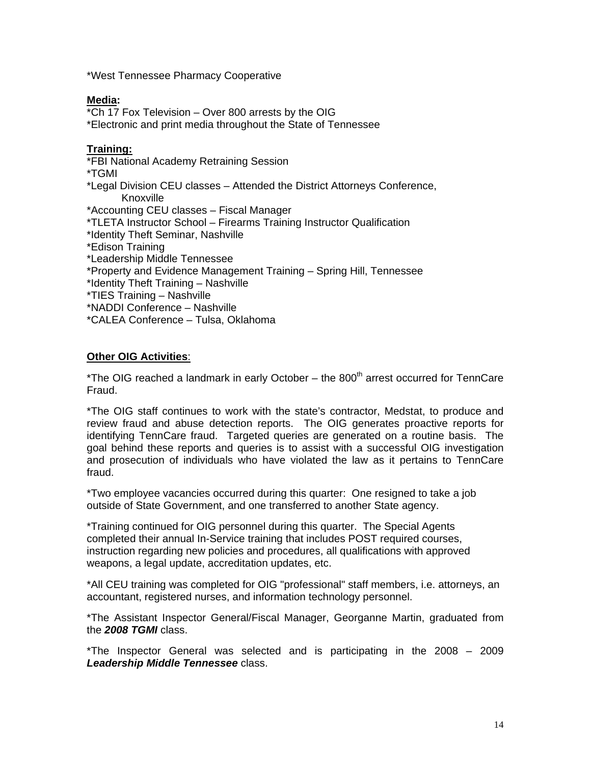*West Tennessee Pharmacy Cooperative

**Media:**

*Ch 17 Fox Television – Over 800 arrests by the OIG
*Electronic and print media throughout the State of Tennessee

**Training:**

*FBI National Academy Retraining Session
*TGMI
*Legal Division CEU classes – Attended the District Attorneys Conference, Knoxville
*Accounting CEU classes – Fiscal Manager
*TLETA Instructor School – Firearms Training Instructor Qualification
*Identity Theft Seminar, Nashville
*Edison Training
*Leadership Middle Tennessee
*Property and Evidence Management Training – Spring Hill, Tennessee
*Identity Theft Training – Nashville
*TIES Training – Nashville
*NADDI Conference – Nashville
*CALEA Conference – Tulsa, Oklahoma

**Other OIG Activities**:

*The OIG reached a landmark in early October – the 800th arrest occurred for TennCare Fraud.

*The OIG staff continues to work with the state's contractor, Medstat, to produce and review fraud and abuse detection reports. The OIG generates proactive reports for identifying TennCare fraud. Targeted queries are generated on a routine basis. The goal behind these reports and queries is to assist with a successful OIG investigation and prosecution of individuals who have violated the law as it pertains to TennCare fraud.

*Two employee vacancies occurred during this quarter: One resigned to take a job outside of State Government, and one transferred to another State agency.

*Training continued for OIG personnel during this quarter. The Special Agents completed their annual In-Service training that includes POST required courses, instruction regarding new policies and procedures, all qualifications with approved weapons, a legal update, accreditation updates, etc.

*All CEU training was completed for OIG "professional" staff members, i.e. attorneys, an accountant, registered nurses, and information technology personnel.

*The Assistant Inspector General/Fiscal Manager, Georganne Martin, graduated from the ***2008 TGMI*** class.

*The Inspector General was selected and is participating in the 2008 – 2009 ***Leadership Middle Tennessee*** class.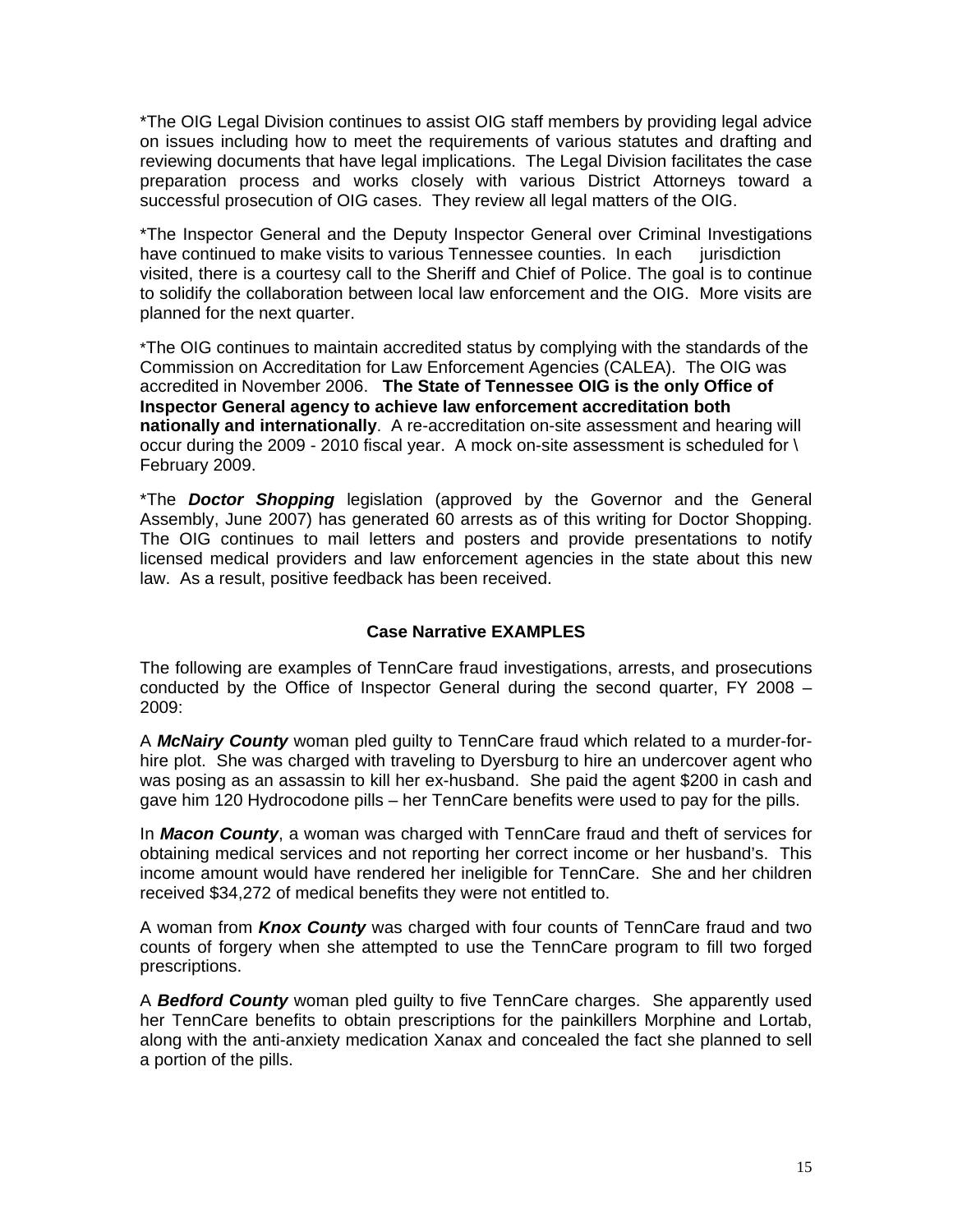*The OIG Legal Division continues to assist OIG staff members by providing legal advice on issues including how to meet the requirements of various statutes and drafting and reviewing documents that have legal implications. The Legal Division facilitates the case preparation process and works closely with various District Attorneys toward a successful prosecution of OIG cases. They review all legal matters of the OIG.

*The Inspector General and the Deputy Inspector General over Criminal Investigations have continued to make visits to various Tennessee counties. In each jurisdiction visited, there is a courtesy call to the Sheriff and Chief of Police. The goal is to continue to solidify the collaboration between local law enforcement and the OIG. More visits are planned for the next quarter.

*The OIG continues to maintain accredited status by complying with the standards of the Commission on Accreditation for Law Enforcement Agencies (CALEA). The OIG was accredited in November 2006. **The State of Tennessee OIG is the only Office of Inspector General agency to achieve law enforcement accreditation both nationally and internationally**. A re-accreditation on-site assessment and hearing will occur during the 2009 - 2010 fiscal year. A mock on-site assessment is scheduled for \ February 2009.

*The ***Doctor Shopping*** legislation (approved by the Governor and the General Assembly, June 2007) has generated 60 arrests as of this writing for Doctor Shopping. The OIG continues to mail letters and posters and provide presentations to notify licensed medical providers and law enforcement agencies in the state about this new law. As a result, positive feedback has been received.

**Case Narrative EXAMPLES**

The following are examples of TennCare fraud investigations, arrests, and prosecutions conducted by the Office of Inspector General during the second quarter, FY 2008 – 2009:

A ***McNairy County*** woman pled guilty to TennCare fraud which related to a murder-for-hire plot. She was charged with traveling to Dyersburg to hire an undercover agent who was posing as an assassin to kill her ex-husband. She paid the agent $200 in cash and gave him 120 Hydrocodone pills – her TennCare benefits were used to pay for the pills.

In ***Macon County***, a woman was charged with TennCare fraud and theft of services for obtaining medical services and not reporting her correct income or her husband's. This income amount would have rendered her ineligible for TennCare. She and her children received $34,272 of medical benefits they were not entitled to.

A woman from ***Knox County*** was charged with four counts of TennCare fraud and two counts of forgery when she attempted to use the TennCare program to fill two forged prescriptions.

A ***Bedford County*** woman pled guilty to five TennCare charges. She apparently used her TennCare benefits to obtain prescriptions for the painkillers Morphine and Lortab, along with the anti-anxiety medication Xanax and concealed the fact she planned to sell a portion of the pills.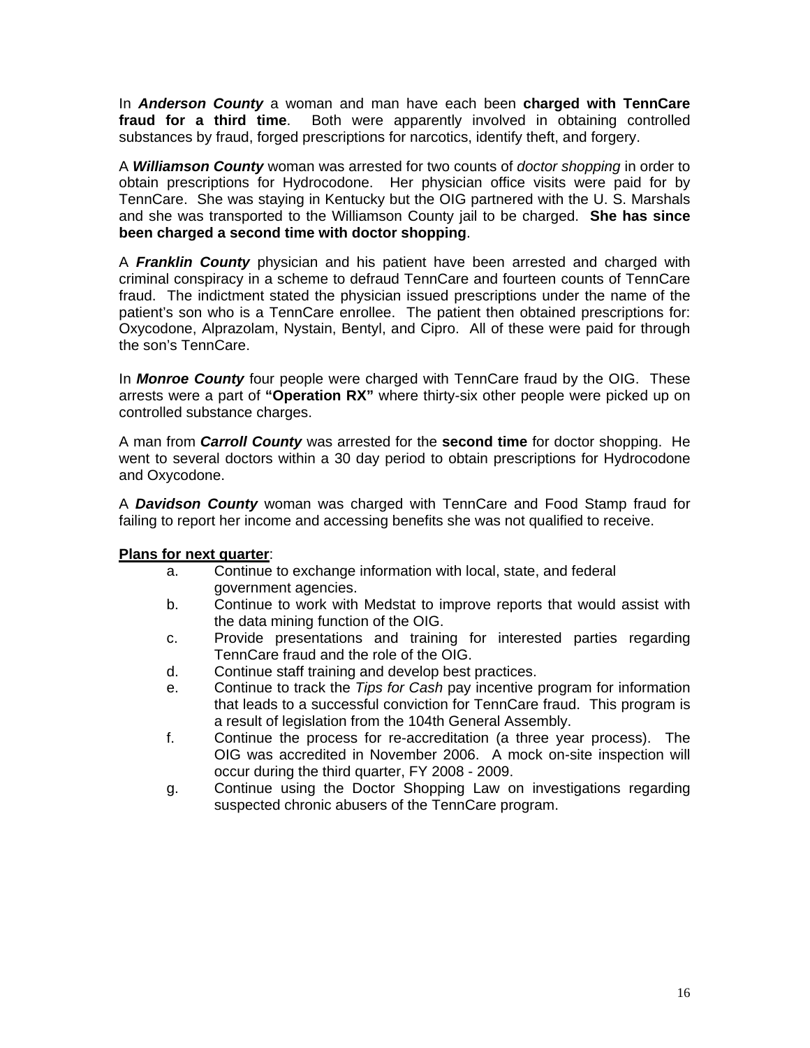In ***Anderson County*** a woman and man have each been **charged with TennCare fraud for a third time**. Both were apparently involved in obtaining controlled substances by fraud, forged prescriptions for narcotics, identify theft, and forgery.

A ***Williamson County*** woman was arrested for two counts of *doctor shopping* in order to obtain prescriptions for Hydrocodone. Her physician office visits were paid for by TennCare. She was staying in Kentucky but the OIG partnered with the U. S. Marshals and she was transported to the Williamson County jail to be charged. **She has since been charged a second time with doctor shopping**.

A ***Franklin County*** physician and his patient have been arrested and charged with criminal conspiracy in a scheme to defraud TennCare and fourteen counts of TennCare fraud. The indictment stated the physician issued prescriptions under the name of the patient's son who is a TennCare enrollee. The patient then obtained prescriptions for: Oxycodone, Alprazolam, Nystain, Bentyl, and Cipro. All of these were paid for through the son's TennCare.

In ***Monroe County*** four people were charged with TennCare fraud by the OIG. These arrests were a part of **"Operation RX"** where thirty-six other people were picked up on controlled substance charges.

A man from ***Carroll County*** was arrested for the **second time** for doctor shopping. He went to several doctors within a 30 day period to obtain prescriptions for Hydrocodone and Oxycodone.

A ***Davidson County*** woman was charged with TennCare and Food Stamp fraud for failing to report her income and accessing benefits she was not qualified to receive.

<u>**Plans for next quarter**</u>:

a. Continue to exchange information with local, state, and federal government agencies.

b. Continue to work with Medstat to improve reports that would assist with the data mining function of the OIG.

c. Provide presentations and training for interested parties regarding TennCare fraud and the role of the OIG.

d. Continue staff training and develop best practices.

e. Continue to track the *Tips for Cash* pay incentive program for information that leads to a successful conviction for TennCare fraud. This program is a result of legislation from the 104th General Assembly.

f. Continue the process for re-accreditation (a three year process). The OIG was accredited in November 2006. A mock on-site inspection will occur during the third quarter, FY 2008 - 2009.

g. Continue using the Doctor Shopping Law on investigations regarding suspected chronic abusers of the TennCare program.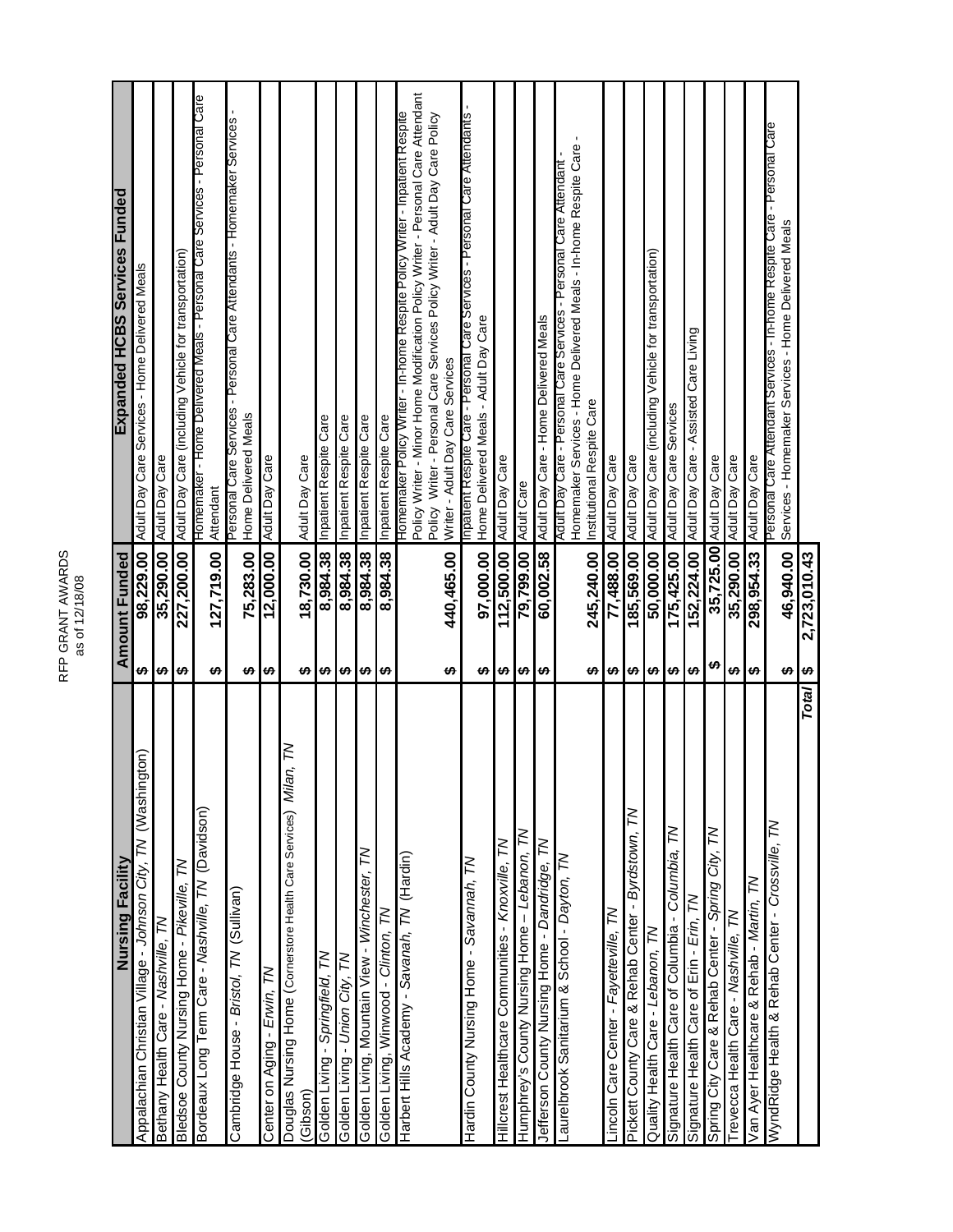RFP GRANT AWARDS
as of 12/18/08

| Nursing Facility | Amount Funded | Expanded HCBS Services Funded |
|---|---|---|
| Appalachian Christian Village - *Johnson City, TN* (Washington) | $ 98,229.00 | Adult Day Care Services - Home Delivered Meals |
| Bethany Health Care - *Nashville, TN* | $ 35,290.00 | Adult Day Care |
| Bledsoe County Nursing Home - *Pikeville, TN* | $ 227,200.00 | Adult Day Care (including Vehicle for transportation) |
| Bordeaux Long Term Care - *Nashville, TN* (Davidson) | $ 127,719.00 | Homemaker - Home Delivered Meals - Personal Care Services - Personal Care Attendant |
| Cambridge House - *Bristol, TN* (Sullivan) | $ 75,283.00 | Personal Care Services - Personal Care Attendants - Homemaker Services - Home Delivered Meals |
| Center on Aging - *Erwin, TN* | $ 12,000.00 | Adult Day Care |
| Douglas Nursing Home (Cornerstore Health Care Services) *Milan, TN* (Gibson) | $ 18,730.00 | Adult Day Care |
| Golden Living - *Springfield, TN* | $ 8,984.38 | Inpatient Respite Care |
| Golden Living - *Union City, TN* | $ 8,984.38 | Inpatient Respite Care |
| Golden Living, Mountain View - *Winchester, TN* | $ 8,984.38 | Inpatient Respite Care |
| Golden Living, Winwood - *Clinton, TN* | $ 8,984.38 | Inpatient Respite Care |
| Harbert Hills Academy - *Savanah, TN* (Hardin) | $ 440,465.00 | Homemaker Policy Writer - In-home Respite Policy Writer - Inpatient Respite Policy Writer - Minor Home Modification Policy Writer - Personal Care Attendant Policy Writer - Personal Care Services Policy Writer - Adult Day Care Policy Writer - Adult Day Care Services |
| Hardin County Nursing Home - *Savannah, TN* | $ 97,000.00 | Inpatient Respite Care - Personal Care Services - Personal Care Attendants - Home Delivered Meals - Adult Day Care |
| Hillcrest Healthcare Communities - *Knoxville, TN* | $ 112,500.00 | Adult Day Care |
| Humphrey's County Nursing Home – *Lebanon, TN* | $ 79,799.00 | Adult Care |
| Jefferson County Nursing Home - *Dandridge, TN* | $ 60,002.58 | Adult Day Care - Home Delivered Meals |
| Laurelbrook Sanitarium & School - *Dayton, TN* | $ 245,240.00 | Adult Day Care - Personal Care Services - Personal Care Attendant - Homemaker Services - Home Delivered Meals - In-home Respite Care - Institutional Respite Care |
| Lincoln Care Center - *Fayetteville, TN* | $ 77,488.00 | Adult Day Care |
| Pickett County Care & Rehab Center - *Byrdstown, TN* | $ 185,569.00 | Adult Day Care |
| Quality Health Care - *Lebanon, TN* | $ 50,000.00 | Adult Day Care (including Vehicle for transportation) |
| Signature Health Care of Columbia - *Columbia, TN* | $ 175,425.00 | Adult Day Care Services |
| Signature Health Care of Erin - *Erin, TN* | $ 152,224.00 | Adult Day Care - Assisted Care Living |
| Spring City Care & Rehab Center - *Spring City, TN* | $ 35,725.00 | Adult Day Care |
| Trevecca Health Care - *Nashville, TN* | $ 35,290.00 | Adult Day Care |
| Van Ayer Healthcare & Rehab - *Martin, TN* | $ 298,954.33 | Adult Day Care |
| WyndRidge Health & Rehab Center - *Crossville, TN* | $ 46,940.00 | Personal Care Attendant Services - In-home Respite Care - Personal Care Services - Homemaker Services - Home Delivered Meals |
| ***Total*** | **$ 2,723,010.43** | |